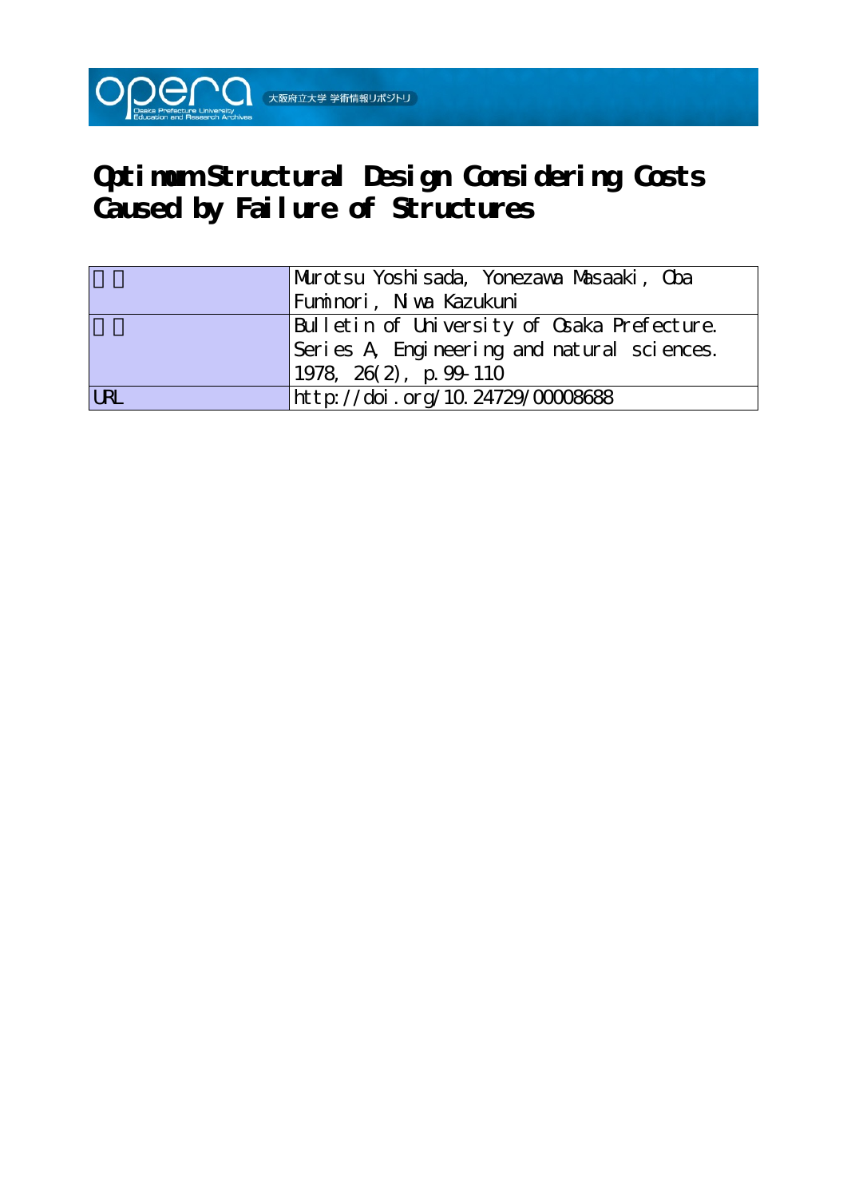# Optimum Structural Design Considering Costs Caused by Failure of Structures

| | |
|---|---|
| 著者 | Murotsu Yoshisada, Yonezawa Masaaki, Oba Fuminori, Niwa Kazukuni |
| 雑誌 | Bulletin of University of Osaka Prefecture. Series A, Engineering and natural sciences. 1978, 26(2), p.99-110 |
| URL | http://doi.org/10.24729/00008688 |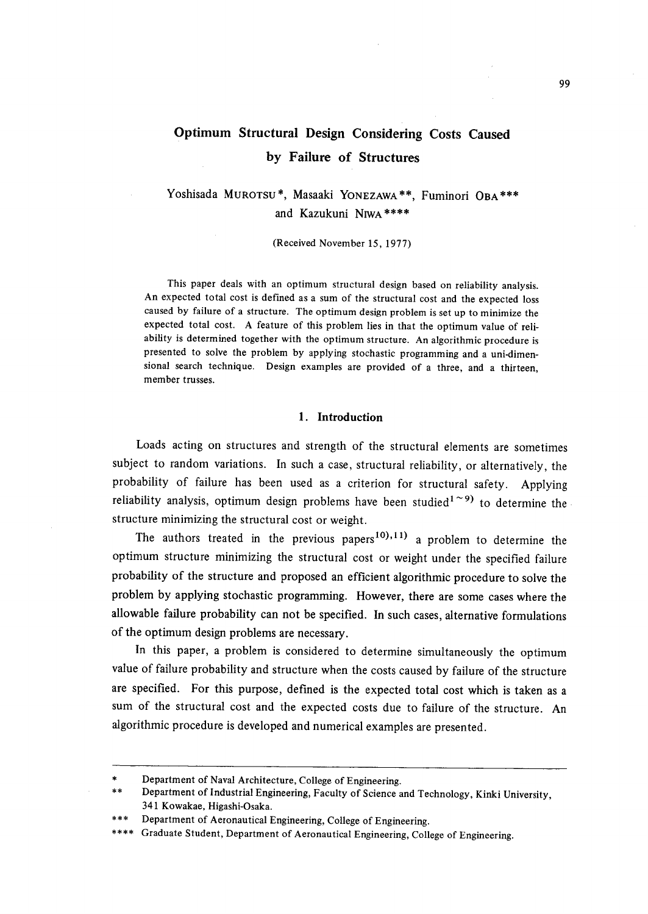# Optimum Structural Design Considering Costs Caused by Failure of Structures

Yoshisada MUROTSU*, Masaaki YONEZAWA**, Fuminori OBA***
and Kazukuni NIWA****

(Received November 15, 1977)

This paper deals with an optimum structural design based on reliability analysis. An expected total cost is defined as a sum of the structural cost and the expected loss caused by failure of a structure. The optimum design problem is set up to minimize the expected total cost. A feature of this problem lies in that the optimum value of reliability is determined together with the optimum structure. An algorithmic procedure is presented to solve the problem by applying stochastic programming and a uni-dimensional search technique. Design examples are provided of a three, and a thirteen, member trusses.

## 1. Introduction

Loads acting on structures and strength of the structural elements are sometimes subject to random variations. In such a case, structural reliability, or alternatively, the probability of failure has been used as a criterion for structural safety. Applying reliability analysis, optimum design problems have been studied[1~9] to determine the structure minimizing the structural cost or weight.

The authors treated in the previous papers[10),11)] a problem to determine the optimum structure minimizing the structural cost or weight under the specified failure probability of the structure and proposed an efficient algorithmic procedure to solve the problem by applying stochastic programming. However, there are some cases where the allowable failure probability can not be specified. In such cases, alternative formulations of the optimum design problems are necessary.

In this paper, a problem is considered to determine simultaneously the optimum value of failure probability and structure when the costs caused by failure of the structure are specified. For this purpose, defined is the expected total cost which is taken as a sum of the structural cost and the expected costs due to failure of the structure. An algorithmic procedure is developed and numerical examples are presented.

---

\* Department of Naval Architecture, College of Engineering.

\*\* Department of Industrial Engineering, Faculty of Science and Technology, Kinki University, 341 Kowakae, Higashi-Osaka.

\*\*\* Department of Aeronautical Engineering, College of Engineering.

\*\*\*\* Graduate Student, Department of Aeronautical Engineering, College of Engineering.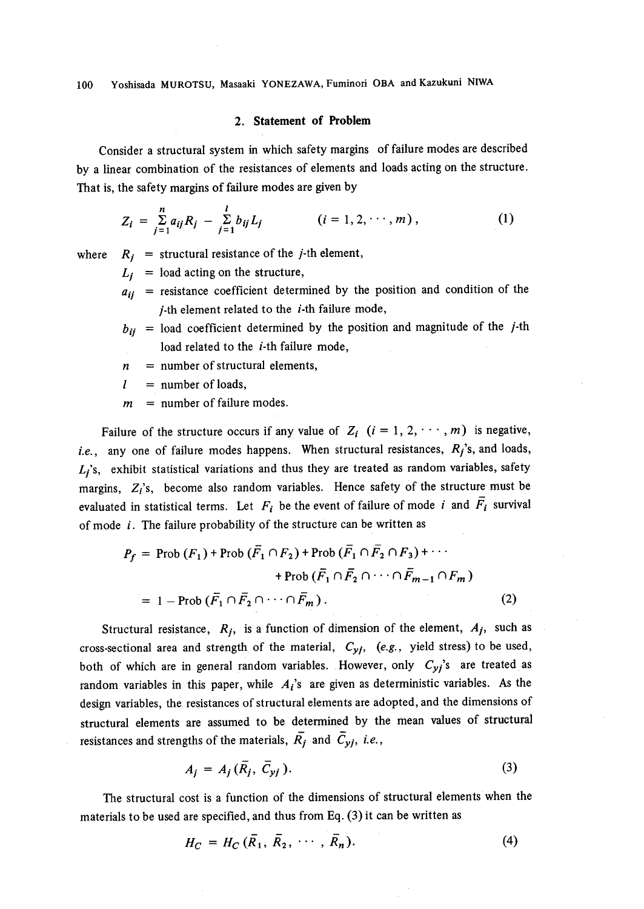## 2. Statement of Problem

Consider a structural system in which safety margins of failure modes are described by a linear combination of the resistances of elements and loads acting on the structure. That is, the safety margins of failure modes are given by

$$Z_i = \sum_{j=1}^{n} a_{ij} R_j - \sum_{j=1}^{l} b_{ij} L_j \qquad (i = 1, 2, \cdots, m), \tag{1}$$

where
- $R_j$ = structural resistance of the $j$-th element,
- $L_j$ = load acting on the structure,
- $a_{ij}$ = resistance coefficient determined by the position and condition of the $j$-th element related to the $i$-th failure mode,
- $b_{ij}$ = load coefficient determined by the position and magnitude of the $j$-th load related to the $i$-th failure mode,
- $n$ = number of structural elements,
- $l$ = number of loads,
- $m$ = number of failure modes.

Failure of the structure occurs if any value of $Z_i$ $(i = 1, 2, \cdots, m)$ is negative, *i.e.*, any one of failure modes happens. When structural resistances, $R_j$'s, and loads, $L_j$'s, exhibit statistical variations and thus they are treated as random variables, safety margins, $Z_i$'s, become also random variables. Hence safety of the structure must be evaluated in statistical terms. Let $F_i$ be the event of failure of mode $i$ and $\bar{F}_i$ survival of mode $i$. The failure probability of the structure can be written as

$$\begin{aligned} P_f &= \text{Prob}(F_1) + \text{Prob}(\bar{F}_1 \cap F_2) + \text{Prob}(\bar{F}_1 \cap \bar{F}_2 \cap F_3) + \cdots \\ &\qquad + \text{Prob}(\bar{F}_1 \cap \bar{F}_2 \cap \cdots \cap \bar{F}_{m-1} \cap F_m) \\ &= 1 - \text{Prob}(\bar{F}_1 \cap \bar{F}_2 \cap \cdots \cap \bar{F}_m). \end{aligned} \tag{2}$$

Structural resistance, $R_j$, is a function of dimension of the element, $A_j$, such as cross-sectional area and strength of the material, $C_{yj}$, (*e.g.*, yield stress) to be used, both of which are in general random variables. However, only $C_{yj}$'s are treated as random variables in this paper, while $A_i$'s are given as deterministic variables. As the design variables, the resistances of structural elements are adopted, and the dimensions of structural elements are assumed to be determined by the mean values of structural resistances and strengths of the materials, $\bar{R}_j$ and $\bar{C}_{yj}$, *i.e.*,

$$A_j = A_j(\bar{R}_j, \bar{C}_{yj}). \tag{3}$$

The structural cost is a function of the dimensions of structural elements when the materials to be used are specified, and thus from Eq. (3) it can be written as

$$H_C = H_C(\bar{R}_1, \bar{R}_2, \cdots, \bar{R}_n). \tag{4}$$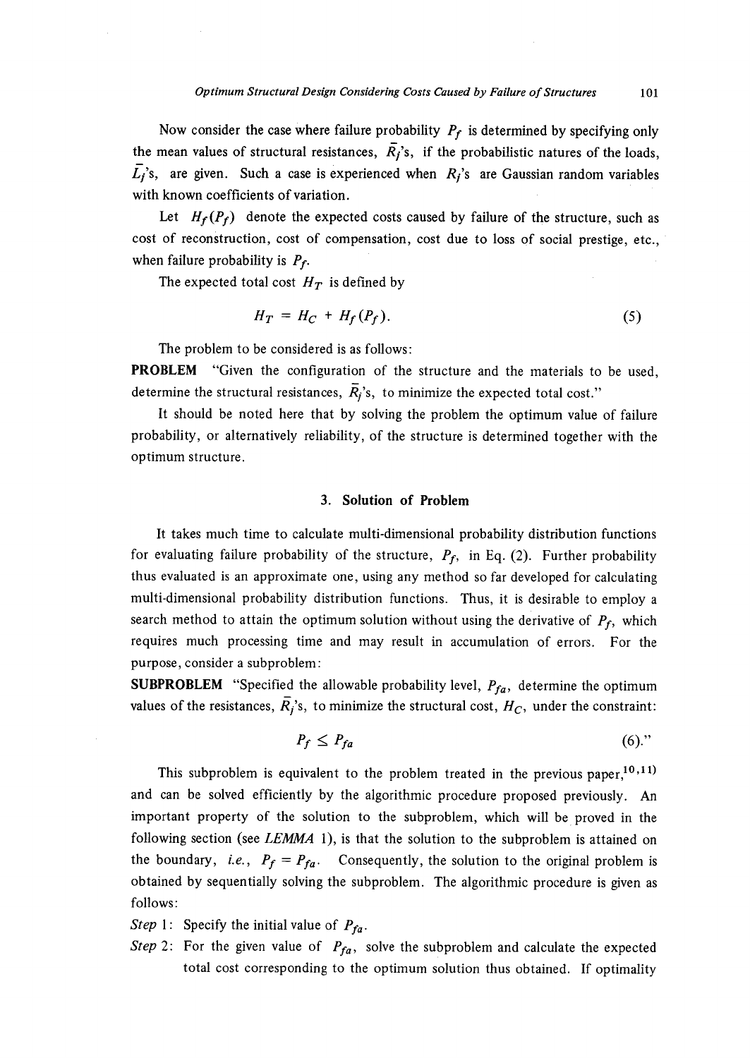Now consider the case where failure probability $P_f$ is determined by specifying only the mean values of structural resistances, $\bar{R}_j$'s, if the probabilistic natures of the loads, $\bar{L}_j$'s, are given. Such a case is experienced when $R_j$'s are Gaussian random variables with known coefficients of variation.

Let $H_f(P_f)$ denote the expected costs caused by failure of the structure, such as cost of reconstruction, cost of compensation, cost due to loss of social prestige, etc., when failure probability is $P_f$.

The expected total cost $H_T$ is defined by

$$H_T = H_C + H_f(P_f). \tag{5}$$

The problem to be considered is as follows:

**PROBLEM** "Given the configuration of the structure and the materials to be used, determine the structural resistances, $\bar{R}_j$'s, to minimize the expected total cost."

It should be noted here that by solving the problem the optimum value of failure probability, or alternatively reliability, of the structure is determined together with the optimum structure.

## 3. Solution of Problem

It takes much time to calculate multi-dimensional probability distribution functions for evaluating failure probability of the structure, $P_f$, in Eq. (2). Further probability thus evaluated is an approximate one, using any method so far developed for calculating multi-dimensional probability distribution functions. Thus, it is desirable to employ a search method to attain the optimum solution without using the derivative of $P_f$, which requires much processing time and may result in accumulation of errors. For the purpose, consider a subproblem:

**SUBPROBLEM** "Specified the allowable probability level, $P_{fa}$, determine the optimum values of the resistances, $\bar{R}_j$'s, to minimize the structural cost, $H_C$, under the constraint:

$$P_f \leq P_{fa} \tag{6}."$$

This subproblem is equivalent to the problem treated in the previous paper,[10,11] and can be solved efficiently by the algorithmic procedure proposed previously. An important property of the solution to the subproblem, which will be proved in the following section (see *LEMMA* 1), is that the solution to the subproblem is attained on the boundary, *i.e.*, $P_f = P_{fa}$. Consequently, the solution to the original problem is obtained by sequentially solving the subproblem. The algorithmic procedure is given as follows:

*Step* 1: Specify the initial value of $P_{fa}$.

*Step* 2: For the given value of $P_{fa}$, solve the subproblem and calculate the expected total cost corresponding to the optimum solution thus obtained. If optimality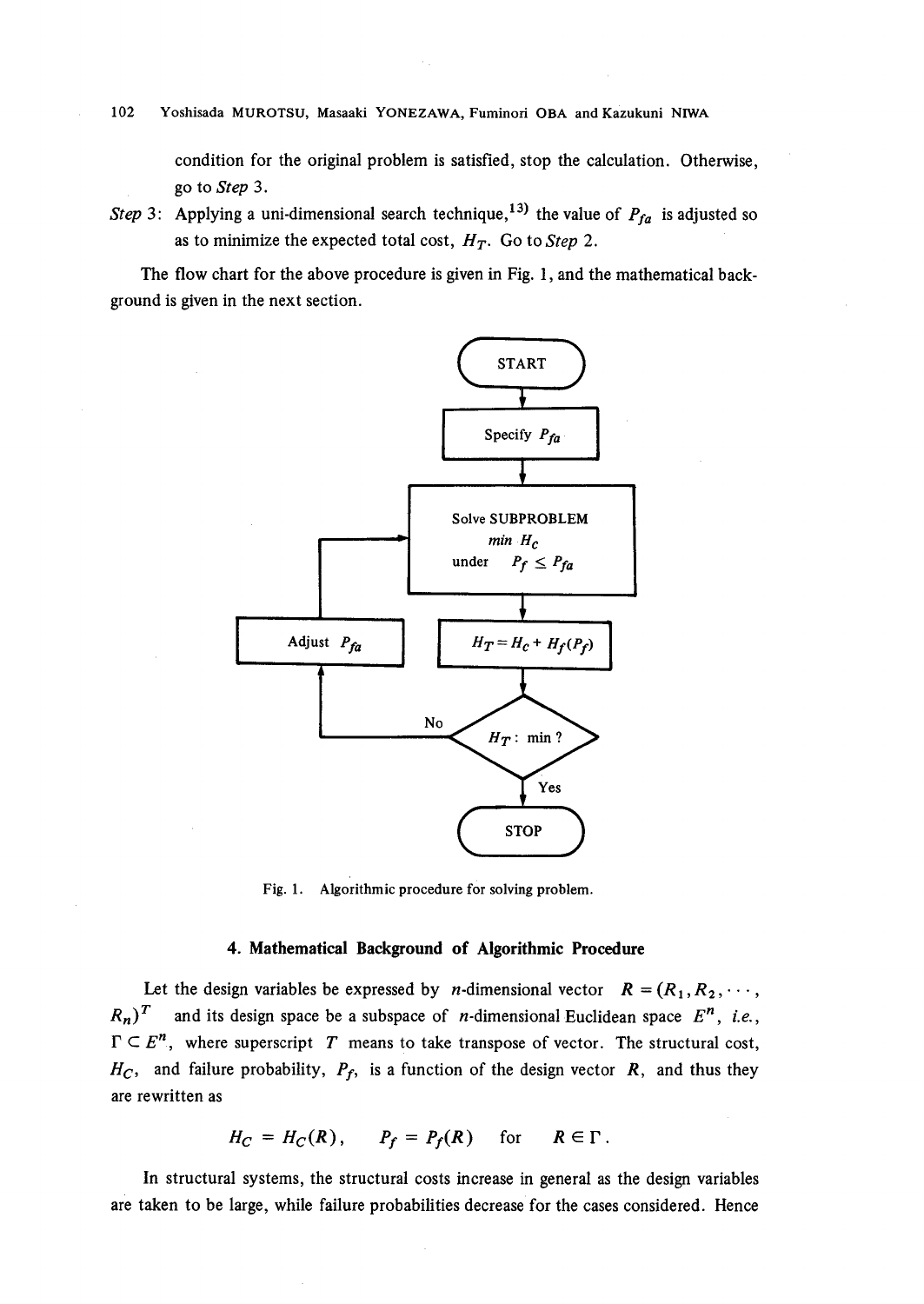condition for the original problem is satisfied, stop the calculation. Otherwise, go to *Step* 3.

*Step* 3: Applying a uni-dimensional search technique,[13] the value of $P_{fa}$ is adjusted so as to minimize the expected total cost, $H_T$. Go to *Step* 2.

The flow chart for the above procedure is given in Fig. 1, and the mathematical background is given in the next section.

Fig. 1. Algorithmic procedure for solving problem.

## 4. Mathematical Background of Algorithmic Procedure

Let the design variables be expressed by $n$-dimensional vector $R = (R_1, R_2, \cdots, R_n)^T$ and its design space be a subspace of $n$-dimensional Euclidean space $E^n$, *i.e.*, $\Gamma \subset E^n$, where superscript $T$ means to take transpose of vector. The structural cost, $H_C$, and failure probability, $P_f$, is a function of the design vector $R$, and thus they are rewritten as

$$H_C = H_C(R), \qquad P_f = P_f(R) \quad \text{for} \quad R \in \Gamma.$$

In structural systems, the structural costs increase in general as the design variables are taken to be large, while failure probabilities decrease for the cases considered. Hence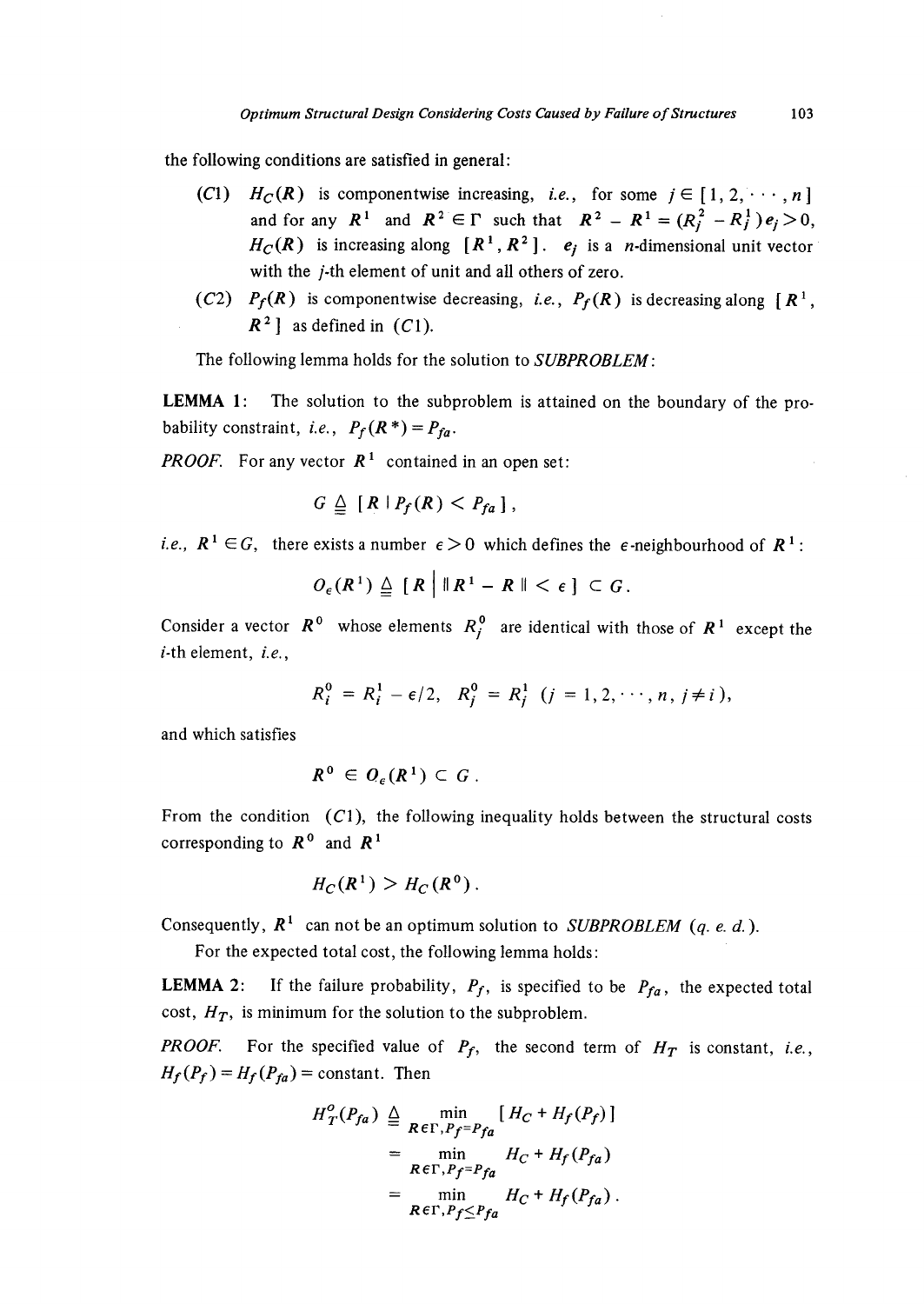the following conditions are satisfied in general:

(C1) $H_C(\boldsymbol{R})$ is componentwise increasing, *i.e.*, for some $j \in [1, 2, \cdots, n]$ and for any $\boldsymbol{R}^1$ and $\boldsymbol{R}^2 \in \Gamma$ such that $\boldsymbol{R}^2 - \boldsymbol{R}^1 = (R_j^2 - R_j^1)\boldsymbol{e}_j > 0$, $H_C(\boldsymbol{R})$ is increasing along $[\boldsymbol{R}^1, \boldsymbol{R}^2]$. $\boldsymbol{e}_j$ is a $n$-dimensional unit vector with the $j$-th element of unit and all others of zero.

(C2) $P_f(\boldsymbol{R})$ is componentwise decreasing, *i.e.*, $P_f(\boldsymbol{R})$ is decreasing along $[\boldsymbol{R}^1, \boldsymbol{R}^2]$ as defined in (C1).

The following lemma holds for the solution to *SUBPROBLEM*:

**LEMMA 1:** The solution to the subproblem is attained on the boundary of the probability constraint, *i.e.*, $P_f(\boldsymbol{R}^*) = P_{fa}$.

*PROOF.* For any vector $\boldsymbol{R}^1$ contained in an open set:

$$G \triangleq [\boldsymbol{R} \mid P_f(\boldsymbol{R}) < P_{fa}],$$

*i.e.*, $\boldsymbol{R}^1 \in G$, there exists a number $\epsilon > 0$ which defines the $\epsilon$-neighbourhood of $\boldsymbol{R}^1$:

$$O_\epsilon(\boldsymbol{R}^1) \triangleq [\boldsymbol{R} \mid \|\boldsymbol{R}^1 - \boldsymbol{R}\| < \epsilon] \subset G.$$

Consider a vector $\boldsymbol{R}^0$ whose elements $R_j^0$ are identical with those of $\boldsymbol{R}^1$ except the $i$-th element, *i.e.*,

$$R_i^0 = R_i^1 - \epsilon/2, \quad R_j^0 = R_j^1 \quad (j = 1, 2, \cdots, n, \; j \neq i),$$

and which satisfies

$$\boldsymbol{R}^0 \in O_\epsilon(\boldsymbol{R}^1) \subset G.$$

From the condition (C1), the following inequality holds between the structural costs corresponding to $\boldsymbol{R}^0$ and $\boldsymbol{R}^1$

$$H_C(\boldsymbol{R}^1) > H_C(\boldsymbol{R}^0).$$

Consequently, $\boldsymbol{R}^1$ can not be an optimum solution to *SUBPROBLEM* (*q. e. d.*).

For the expected total cost, the following lemma holds:

**LEMMA 2:** If the failure probability, $P_f$, is specified to be $P_{fa}$, the expected total cost, $H_T$, is minimum for the solution to the subproblem.

*PROOF.* For the specified value of $P_f$, the second term of $H_T$ is constant, *i.e.*, $H_f(P_f) = H_f(P_{fa}) = $ constant. Then

$$\begin{aligned} H_T^o(P_{fa}) &\triangleq \min_{\boldsymbol{R} \in \Gamma, P_f = P_{fa}} [H_C + H_f(P_f)] \\ &= \min_{\boldsymbol{R} \in \Gamma, P_f = P_{fa}} H_C + H_f(P_{fa}) \\ &= \min_{\boldsymbol{R} \in \Gamma, P_f \leq P_{fa}} H_C + H_f(P_{fa}). \end{aligned}$$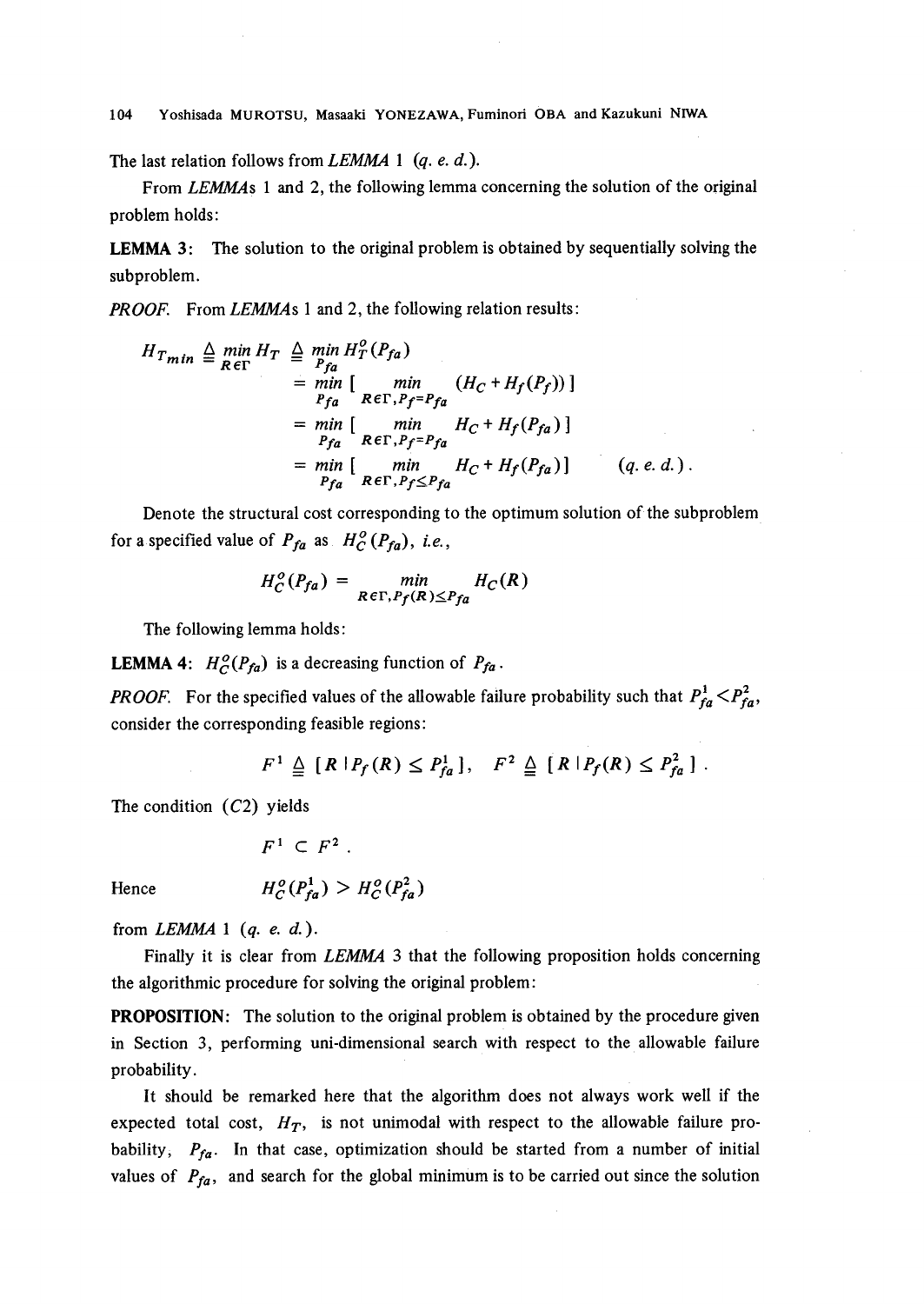The last relation follows from *LEMMA* 1 (*q. e. d.*).

From *LEMMA*s 1 and 2, the following lemma concerning the solution of the original problem holds:

**LEMMA 3:** The solution to the original problem is obtained by sequentially solving the subproblem.

*PROOF.* From *LEMMA*s 1 and 2, the following relation results:

$$
\begin{aligned}
H_{T_{min}} &\triangleq \min_{R\in\Gamma} H_T \triangleq \min_{P_{fa}} H_T^o(P_{fa}) \\
&= \min_{P_{fa}} \left[ \min_{R\in\Gamma, P_f = P_{fa}} (H_C + H_f(P_f)) \right] \\
&= \min_{P_{fa}} \left[ \min_{R\in\Gamma, P_f = P_{fa}} H_C + H_f(P_{fa}) \right] \\
&= \min_{P_{fa}} \left[ \min_{R\in\Gamma, P_f \le P_{fa}} H_C + H_f(P_{fa}) \right] \qquad (q.\,e.\,d.).
\end{aligned}
$$

Denote the structural cost corresponding to the optimum solution of the subproblem for a specified value of $P_{fa}$ as $H_C^o(P_{fa})$, *i.e.*,

$$
H_C^o(P_{fa}) = \min_{R\in\Gamma, P_f(R) \le P_{fa}} H_C(R)
$$

The following lemma holds:

**LEMMA 4:** $H_C^o(P_{fa})$ is a decreasing function of $P_{fa}$.

*PROOF.* For the specified values of the allowable failure probability such that $P_{fa}^1 < P_{fa}^2$, consider the corresponding feasible regions:

$$
F^1 \triangleq [R \mid P_f(R) \le P_{fa}^1], \quad F^2 \triangleq [R \mid P_f(R) \le P_{fa}^2].
$$

The condition $(C2)$ yields

$$
F^1 \subset F^2.
$$

Hence

$$
H_C^o(P_{fa}^1) > H_C^o(P_{fa}^2)
$$

from *LEMMA* 1 (*q. e. d.*).

Finally it is clear from *LEMMA* 3 that the following proposition holds concerning the algorithmic procedure for solving the original problem:

**PROPOSITION:** The solution to the original problem is obtained by the procedure given in Section 3, performing uni-dimensional search with respect to the allowable failure probability.

It should be remarked here that the algorithm does not always work well if the expected total cost, $H_T$, is not unimodal with respect to the allowable failure probability, $P_{fa}$. In that case, optimization should be started from a number of initial values of $P_{fa}$, and search for the global minimum is to be carried out since the solution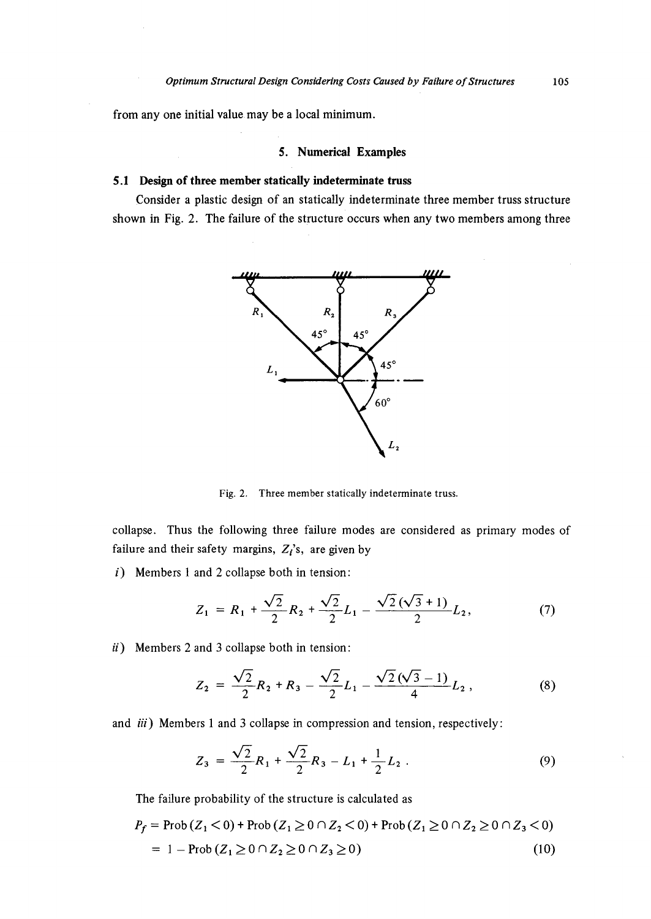from any one initial value may be a local minimum.

## 5. Numerical Examples

### 5.1 Design of three member statically indeterminate truss

Consider a plastic design of an statically indeterminate three member truss structure shown in Fig. 2. The failure of the structure occurs when any two members among three

Fig. 2. Three member statically indeterminate truss.

collapse. Thus the following three failure modes are considered as primary modes of failure and their safety margins, $Z_i$'s, are given by

*i*) Members 1 and 2 collapse both in tension:

$$Z_1 = R_1 + \frac{\sqrt{2}}{2}R_2 + \frac{\sqrt{2}}{2}L_1 - \frac{\sqrt{2}(\sqrt{3}+1)}{2}L_2, \tag{7}$$

*ii*) Members 2 and 3 collapse both in tension:

$$Z_2 = \frac{\sqrt{2}}{2}R_2 + R_3 - \frac{\sqrt{2}}{2}L_1 - \frac{\sqrt{2}(\sqrt{3}-1)}{4}L_2, \tag{8}$$

and *iii*) Members 1 and 3 collapse in compression and tension, respectively:

$$Z_3 = \frac{\sqrt{2}}{2}R_1 + \frac{\sqrt{2}}{2}R_3 - L_1 + \frac{1}{2}L_2. \tag{9}$$

The failure probability of the structure is calculated as

$$\begin{aligned} P_f &= \text{Prob}(Z_1 < 0) + \text{Prob}(Z_1 \geq 0 \cap Z_2 < 0) + \text{Prob}(Z_1 \geq 0 \cap Z_2 \geq 0 \cap Z_3 < 0) \\ &= 1 - \text{Prob}(Z_1 \geq 0 \cap Z_2 \geq 0 \cap Z_3 \geq 0) \end{aligned} \tag{10}$$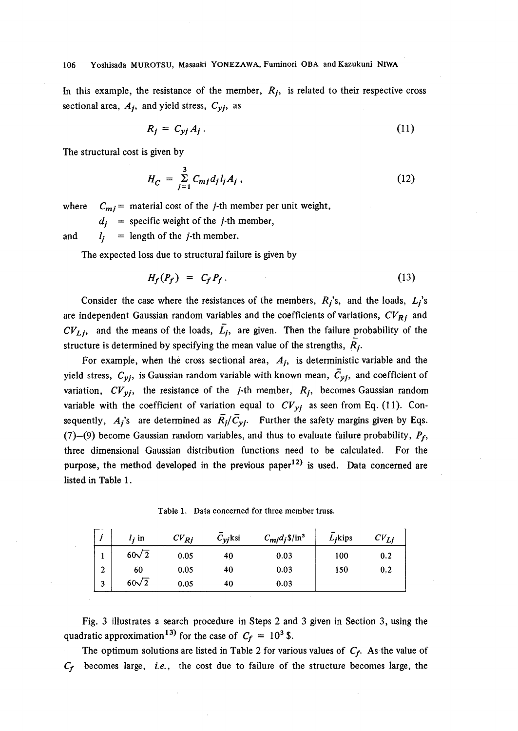In this example, the resistance of the member, $R_j$, is related to their respective cross sectional area, $A_j$, and yield stress, $C_{yj}$, as

$$R_j = C_{yj} A_j . \tag{11}$$

The structural cost is given by

$$H_C = \sum_{j=1}^{3} C_{mj} d_j l_j A_j , \tag{12}$$

where $C_{mj}$ = material cost of the $j$-th member per unit weight,
$d_j$ = specific weight of the $j$-th member,
and $l_j$ = length of the $j$-th member.

The expected loss due to structural failure is given by

$$H_f(P_f) = C_f P_f . \tag{13}$$

Consider the case where the resistances of the members, $R_j$'s, and the loads, $L_j$'s are independent Gaussian random variables and the coefficients of variations, $CV_{Rj}$ and $CV_{Lj}$, and the means of the loads, $\bar{L}_j$, are given. Then the failure probability of the structure is determined by specifying the mean value of the strengths, $\bar{R}_j$.

For example, when the cross sectional area, $A_j$, is deterministic variable and the yield stress, $C_{yj}$, is Gaussian random variable with known mean, $\bar{C}_{yj}$, and coefficient of variation, $CV_{yj}$, the resistance of the $j$-th member, $R_j$, becomes Gaussian random variable with the coefficient of variation equal to $CV_{yj}$ as seen from Eq. (11). Consequently, $A_j$'s are determined as $\bar{R}_j/\bar{C}_{yj}$. Further the safety margins given by Eqs. (7)–(9) become Gaussian random variables, and thus to evaluate failure probability, $P_f$, three dimensional Gaussian distribution functions need to be calculated. For the purpose, the method developed in the previous paper[12] is used. Data concerned are listed in Table 1.

Table 1. Data concerned for three member truss.

| $j$ | $l_j$ in | $CV_{Rj}$ | $\bar{C}_{yj}$ksi | $C_{mj}d_j$\$/in³ | $\bar{L}_j$kips | $CV_{Lj}$ |
|---|---|---|---|---|---|---|
| 1 | $60\sqrt{2}$ | 0.05 | 40 | 0.03 | 100 | 0.2 |
| 2 | 60 | 0.05 | 40 | 0.03 | 150 | 0.2 |
| 3 | $60\sqrt{2}$ | 0.05 | 40 | 0.03 | | |

Fig. 3 illustrates a search procedure in Steps 2 and 3 given in Section 3, using the quadratic approximation[13] for the case of $C_f = 10^3$ \$.

The optimum solutions are listed in Table 2 for various values of $C_f$. As the value of $C_f$ becomes large, *i.e.*, the cost due to failure of the structure becomes large, the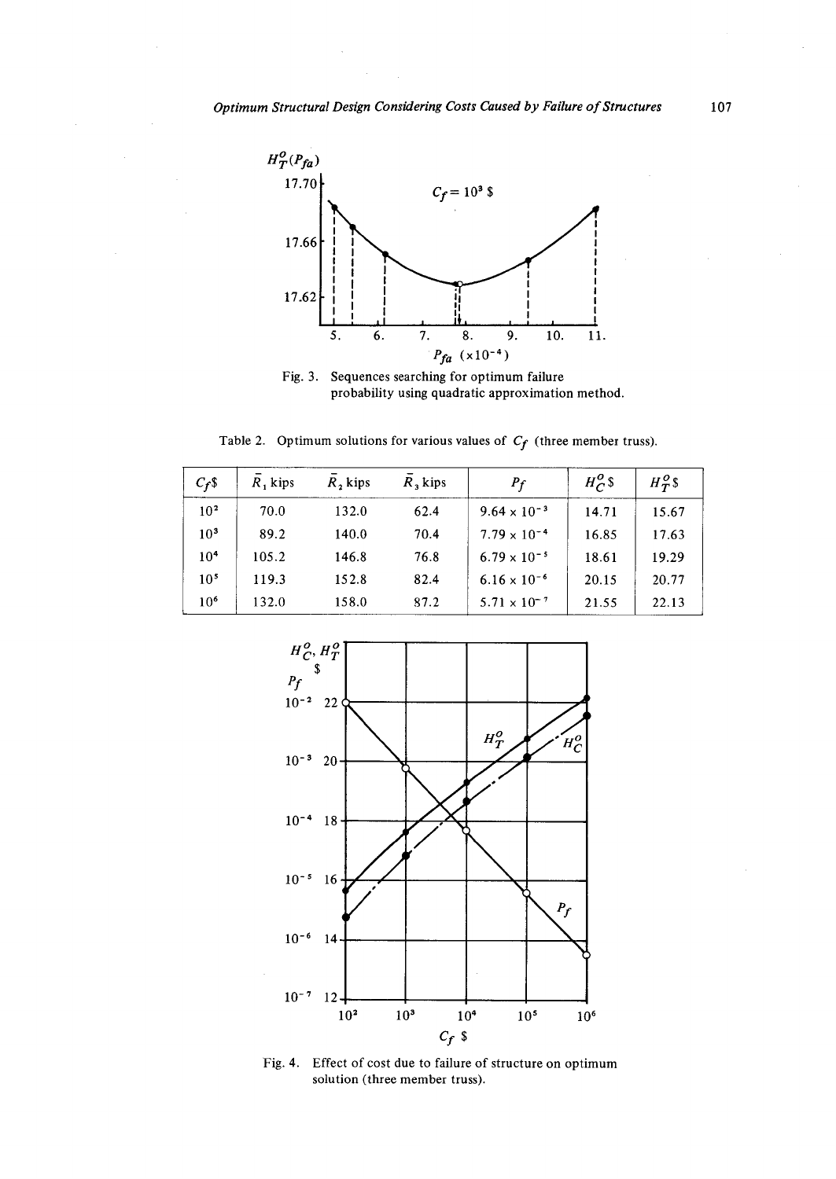Fig. 3. Sequences searching for optimum failure probability using quadratic approximation method.

Table 2. Optimum solutions for various values of $C_f$ (three member truss).

| $C_f$\$ | $\bar{R}_1$ kips | $\bar{R}_2$ kips | $\bar{R}_3$ kips | $P_f$ | $H_C^o$\$ | $H_T^o$\$ |
|---|---|---|---|---|---|---|
| $10^2$ | 70.0 | 132.0 | 62.4 | $9.64 \times 10^{-3}$ | 14.71 | 15.67 |
| $10^3$ | 89.2 | 140.0 | 70.4 | $7.79 \times 10^{-4}$ | 16.85 | 17.63 |
| $10^4$ | 105.2 | 146.8 | 76.8 | $6.79 \times 10^{-5}$ | 18.61 | 19.29 |
| $10^5$ | 119.3 | 152.8 | 82.4 | $6.16 \times 10^{-6}$ | 20.15 | 20.77 |
| $10^6$ | 132.0 | 158.0 | 87.2 | $5.71 \times 10^{-7}$ | 21.55 | 22.13 |

Fig. 4. Effect of cost due to failure of structure on optimum solution (three member truss).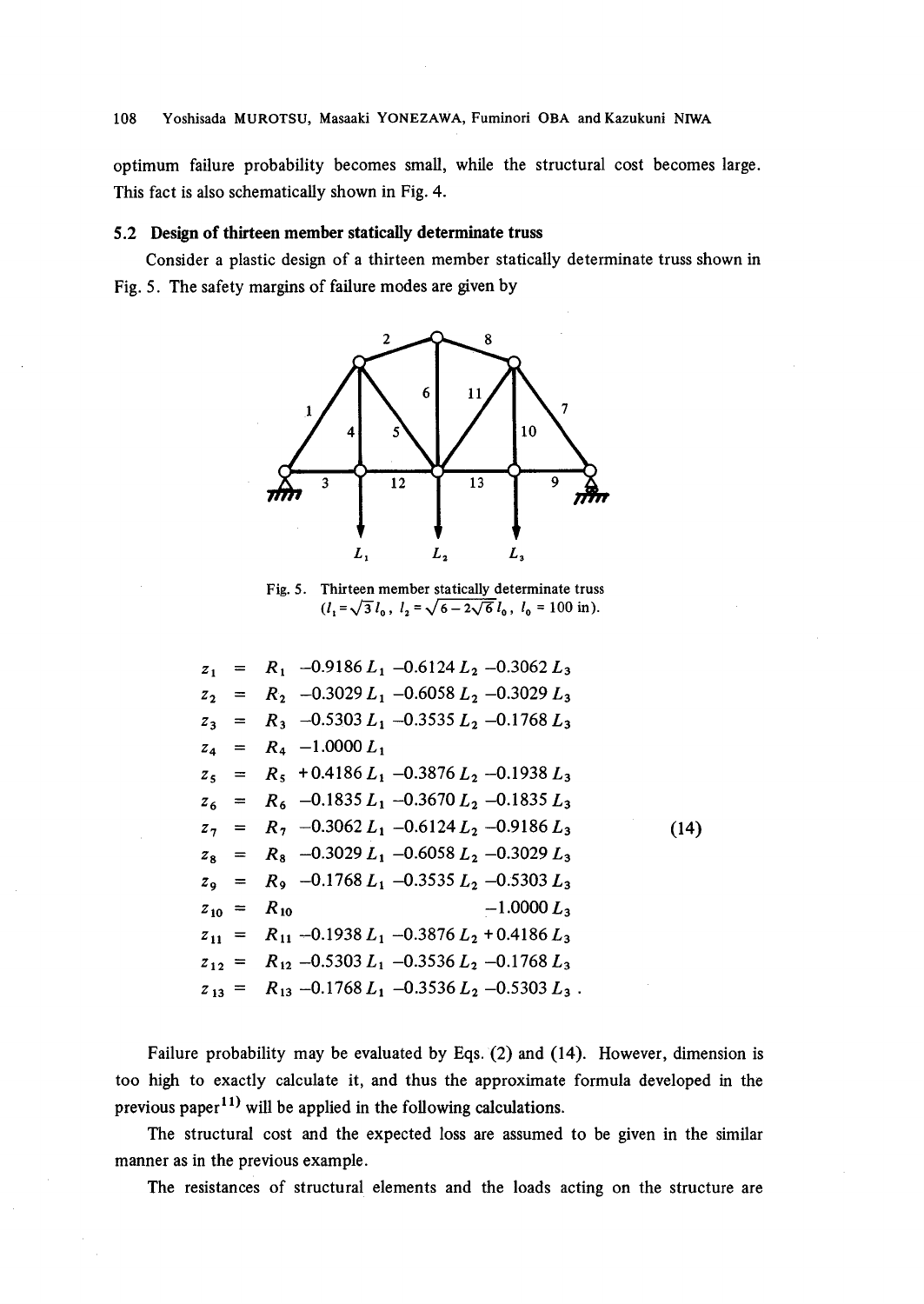optimum failure probability becomes small, while the structural cost becomes large. This fact is also schematically shown in Fig. 4.

### 5.2 Design of thirteen member statically determinate truss

Consider a plastic design of a thirteen member statically determinate truss shown in Fig. 5. The safety margins of failure modes are given by

Fig. 5. Thirteen member statically determinate truss ($l_1 = \sqrt{3}\, l_0$, $l_2 = \sqrt{6 - 2\sqrt{6}}\, l_0$, $l_0 = 100$ in).

$$
\begin{aligned}
z_1 &= R_1 - 0.9186\,L_1 - 0.6124\,L_2 - 0.3062\,L_3 \\
z_2 &= R_2 - 0.3029\,L_1 - 0.6058\,L_2 - 0.3029\,L_3 \\
z_3 &= R_3 - 0.5303\,L_1 - 0.3535\,L_2 - 0.1768\,L_3 \\
z_4 &= R_4 - 1.0000\,L_1 \\
z_5 &= R_5 + 0.4186\,L_1 - 0.3876\,L_2 - 0.1938\,L_3 \\
z_6 &= R_6 - 0.1835\,L_1 - 0.3670\,L_2 - 0.1835\,L_3 \\
z_7 &= R_7 - 0.3062\,L_1 - 0.6124\,L_2 - 0.9186\,L_3 \\
z_8 &= R_8 - 0.3029\,L_1 - 0.6058\,L_2 - 0.3029\,L_3 \\
z_9 &= R_9 - 0.1768\,L_1 - 0.3535\,L_2 - 0.5303\,L_3 \\
z_{10} &= R_{10} - 1.0000\,L_3 \\
z_{11} &= R_{11} - 0.1938\,L_1 - 0.3876\,L_2 + 0.4186\,L_3 \\
z_{12} &= R_{12} - 0.5303\,L_1 - 0.3536\,L_2 - 0.1768\,L_3 \\
z_{13} &= R_{13} - 0.1768\,L_1 - 0.3536\,L_2 - 0.5303\,L_3\,.
\end{aligned}
\tag{14}
$$

Failure probability may be evaluated by Eqs. (2) and (14). However, dimension is too high to exactly calculate it, and thus the approximate formula developed in the previous paper[11] will be applied in the following calculations.

The structural cost and the expected loss are assumed to be given in the similar manner as in the previous example.

The resistances of structural elements and the loads acting on the structure are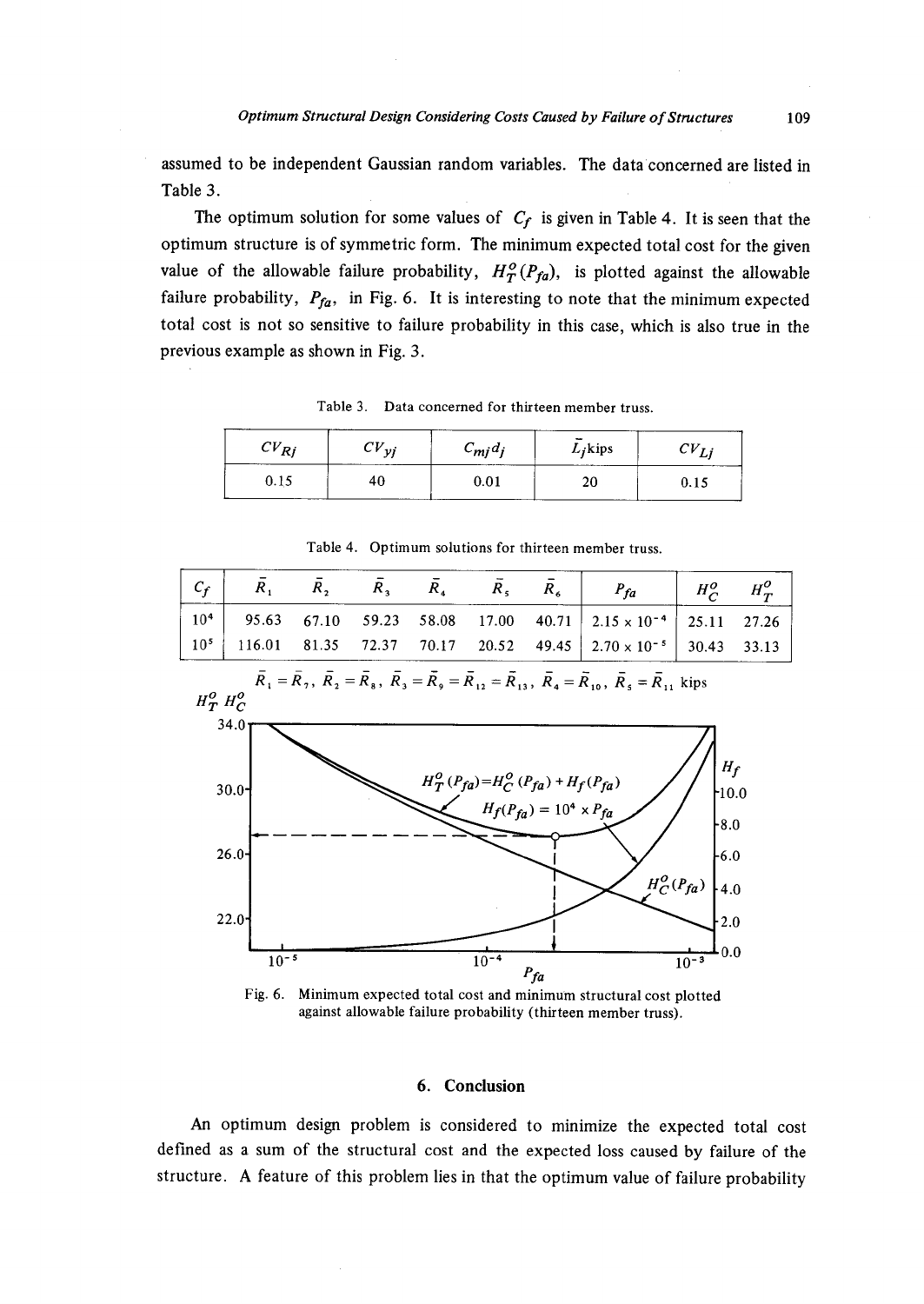assumed to be independent Gaussian random variables. The data concerned are listed in Table 3.

The optimum solution for some values of $C_f$ is given in Table 4. It is seen that the optimum structure is of symmetric form. The minimum expected total cost for the given value of the allowable failure probability, $H_T^o(P_{fa})$, is plotted against the allowable failure probability, $P_{fa}$, in Fig. 6. It is interesting to note that the minimum expected total cost is not so sensitive to failure probability in this case, which is also true in the previous example as shown in Fig. 3.

Table 3. Data concerned for thirteen member truss.

| $CV_{Rj}$ | $CV_{yj}$ | $C_{mj}d_j$ | $\bar{L}_j$kips | $CV_{Lj}$ |
|---|---|---|---|---|
| 0.15 | 40 | 0.01 | 20 | 0.15 |

Table 4. Optimum solutions for thirteen member truss.

| $C_f$ | $\bar{R}_1$ | $\bar{R}_2$ | $\bar{R}_3$ | $\bar{R}_4$ | $\bar{R}_5$ | $\bar{R}_6$ | $P_{fa}$ | $H_C^o$ | $H_T^o$ |
|---|---|---|---|---|---|---|---|---|---|
| $10^4$ | 95.63 | 67.10 | 59.23 | 58.08 | 17.00 | 40.71 | $2.15 \times 10^{-4}$ | 25.11 | 27.26 |
| $10^5$ | 116.01 | 81.35 | 72.37 | 70.17 | 20.52 | 49.45 | $2.70 \times 10^{-5}$ | 30.43 | 33.13 |

$\bar{R}_1 = \bar{R}_7$, $\bar{R}_2 = \bar{R}_8$, $\bar{R}_3 = \bar{R}_9 = \bar{R}_{12} = \bar{R}_{13}$, $\bar{R}_4 = \bar{R}_{10}$, $\bar{R}_5 = \bar{R}_{11}$ kips

Fig. 6. Minimum expected total cost and minimum structural cost plotted against allowable failure probability (thirteen member truss).

## 6. Conclusion

An optimum design problem is considered to minimize the expected total cost defined as a sum of the structural cost and the expected loss caused by failure of the structure. A feature of this problem lies in that the optimum value of failure probability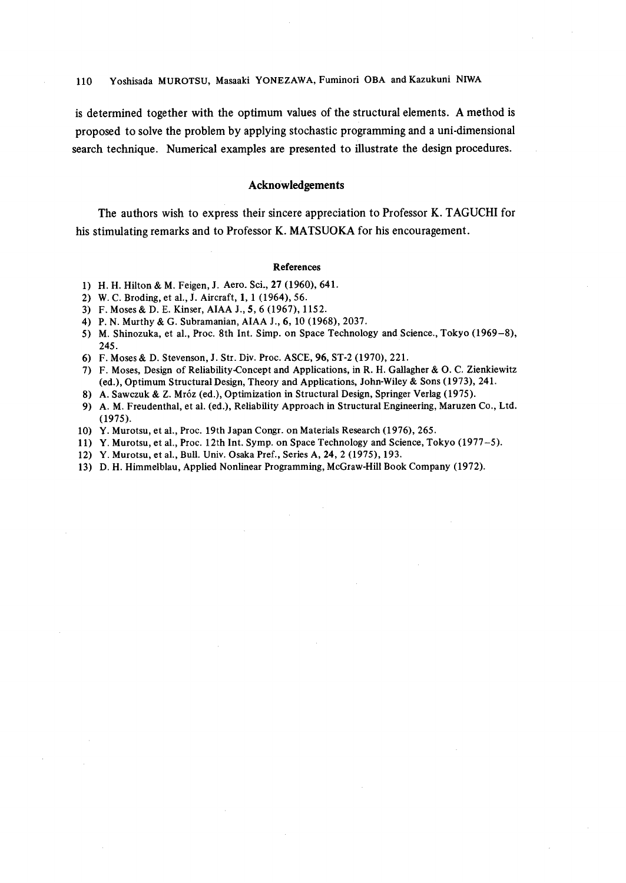is determined together with the optimum values of the structural elements. A method is proposed to solve the problem by applying stochastic programming and a uni-dimensional search technique. Numerical examples are presented to illustrate the design procedures.

## Acknowledgements

The authors wish to express their sincere appreciation to Professor K. TAGUCHI for his stimulating remarks and to Professor K. MATSUOKA for his encouragement.

### References

1) H. H. Hilton & M. Feigen, J. Aero. Sci., **27** (1960), 641.
2) W. C. Broding, et al., J. Aircraft, **1**, 1 (1964), 56.
3) F. Moses & D. E. Kinser, AIAA J., **5**, 6 (1967), 1152.
4) P. N. Murthy & G. Subramanian, AIAA J., **6**, 10 (1968), 2037.
5) M. Shinozuka, et al., Proc. 8th Int. Simp. on Space Technology and Science., Tokyo (1969–8), 245.
6) F. Moses & D. Stevenson, J. Str. Div. Proc. ASCE, **96**, ST-2 (1970), 221.
7) F. Moses, Design of Reliability-Concept and Applications, in R. H. Gallagher & O. C. Zienkiewitz (ed.), Optimum Structural Design, Theory and Applications, John-Wiley & Sons (1973), 241.
8) A. Sawczuk & Z. Mróz (ed.), Optimization in Structural Design, Springer Verlag (1975).
9) A. M. Freudenthal, et al. (ed.), Reliability Approach in Structural Engineering, Maruzen Co., Ltd. (1975).
10) Y. Murotsu, et al., Proc. 19th Japan Congr. on Materials Research (1976), 265.
11) Y. Murotsu, et al., Proc. 12th Int. Symp. on Space Technology and Science, Tokyo (1977–5).
12) Y. Murotsu, et al., Bull. Univ. Osaka Pref., Series A, **24**, 2 (1975), 193.
13) D. H. Himmelblau, Applied Nonlinear Programming, McGraw-Hill Book Company (1972).